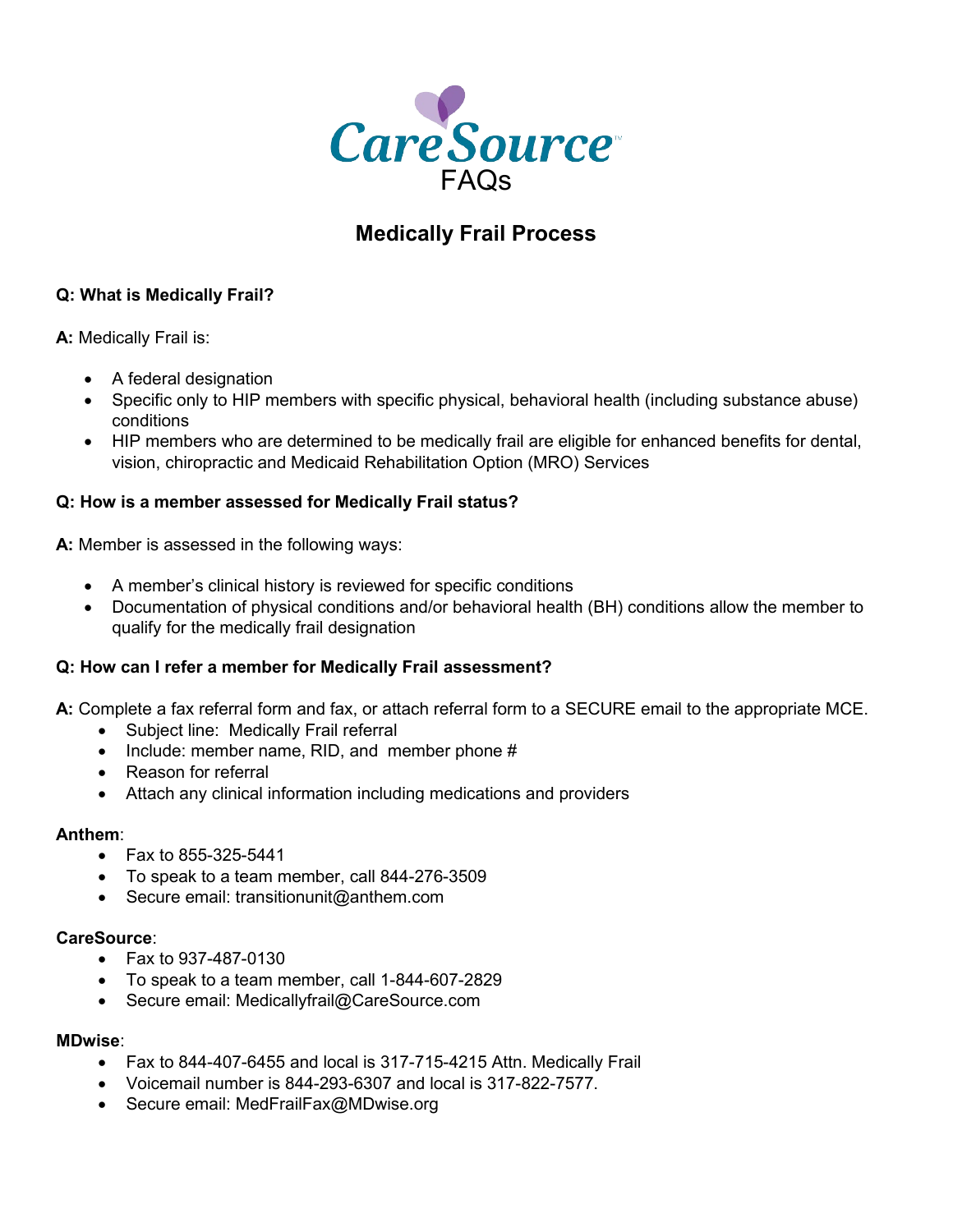CareSource

FAQs

# Medically Frail Process

**Q: What is Medically Frail?**

**A:** Medically Frail is:

- A federal designation
- Specific only to HIP members with specific physical, behavioral health (including substance abuse) conditions
- HIP members who are determined to be medically frail are eligible for enhanced benefits for dental, vision, chiropractic and Medicaid Rehabilitation Option (MRO) Services

**Q: How is a member assessed for Medically Frail status?**

**A:** Member is assessed in the following ways:

- A member's clinical history is reviewed for specific conditions
- Documentation of physical conditions and/or behavioral health (BH) conditions allow the member to qualify for the medically frail designation

**Q: How can I refer a member for Medically Frail assessment?**

**A:** Complete a fax referral form and fax, or attach referral form to a SECURE email to the appropriate MCE.

- Subject line: Medically Frail referral
- Include: member name, RID, and member phone #
- Reason for referral
- Attach any clinical information including medications and providers

**Anthem**:

- Fax to 855-325-5441
- To speak to a team member, call 844-276-3509
- Secure email: transitionunit@anthem.com

**CareSource**:

- Fax to 937-487-0130
- To speak to a team member, call 1-844-607-2829
- Secure email: Medicallyfrail@CareSource.com

**MDwise**:

- Fax to 844-407-6455 and local is 317-715-4215 Attn. Medically Frail
- Voicemail number is 844-293-6307 and local is 317-822-7577.
- Secure email: MedFrailFax@MDwise.org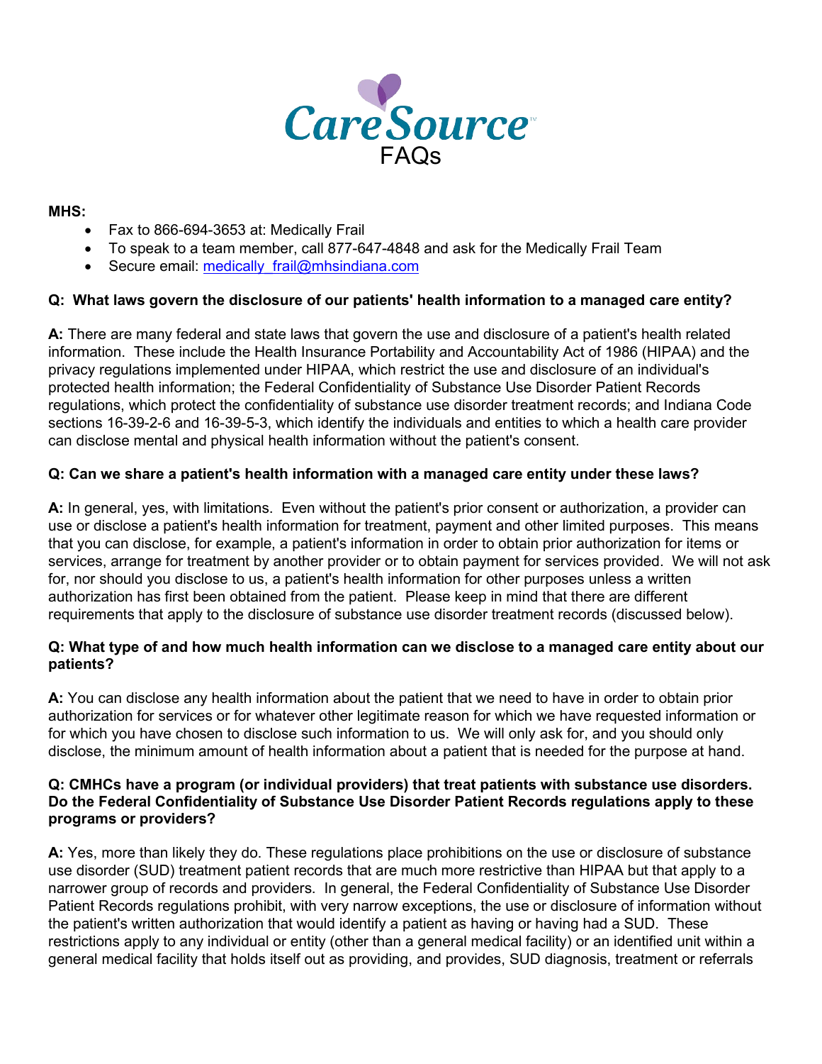**MHS:**

- Fax to 866-694-3653 at: Medically Frail
- To speak to a team member, call 877-647-4848 and ask for the Medically Frail Team
- Secure email: medically_frail@mhsindiana.com

**Q: What laws govern the disclosure of our patients' health information to a managed care entity?**

**A:** There are many federal and state laws that govern the use and disclosure of a patient's health related information. These include the Health Insurance Portability and Accountability Act of 1986 (HIPAA) and the privacy regulations implemented under HIPAA, which restrict the use and disclosure of an individual's protected health information; the Federal Confidentiality of Substance Use Disorder Patient Records regulations, which protect the confidentiality of substance use disorder treatment records; and Indiana Code sections 16-39-2-6 and 16-39-5-3, which identify the individuals and entities to which a health care provider can disclose mental and physical health information without the patient's consent.

**Q: Can we share a patient's health information with a managed care entity under these laws?**

**A:** In general, yes, with limitations. Even without the patient's prior consent or authorization, a provider can use or disclose a patient's health information for treatment, payment and other limited purposes. This means that you can disclose, for example, a patient's information in order to obtain prior authorization for items or services, arrange for treatment by another provider or to obtain payment for services provided. We will not ask for, nor should you disclose to us, a patient's health information for other purposes unless a written authorization has first been obtained from the patient. Please keep in mind that there are different requirements that apply to the disclosure of substance use disorder treatment records (discussed below).

**Q: What type of and how much health information can we disclose to a managed care entity about our patients?**

**A:** You can disclose any health information about the patient that we need to have in order to obtain prior authorization for services or for whatever other legitimate reason for which we have requested information or for which you have chosen to disclose such information to us. We will only ask for, and you should only disclose, the minimum amount of health information about a patient that is needed for the purpose at hand.

**Q: CMHCs have a program (or individual providers) that treat patients with substance use disorders. Do the Federal Confidentiality of Substance Use Disorder Patient Records regulations apply to these programs or providers?**

**A:** Yes, more than likely they do. These regulations place prohibitions on the use or disclosure of substance use disorder (SUD) treatment patient records that are much more restrictive than HIPAA but that apply to a narrower group of records and providers. In general, the Federal Confidentiality of Substance Use Disorder Patient Records regulations prohibit, with very narrow exceptions, the use or disclosure of information without the patient's written authorization that would identify a patient as having or having had a SUD. These restrictions apply to any individual or entity (other than a general medical facility) or an identified unit within a general medical facility that holds itself out as providing, and provides, SUD diagnosis, treatment or referrals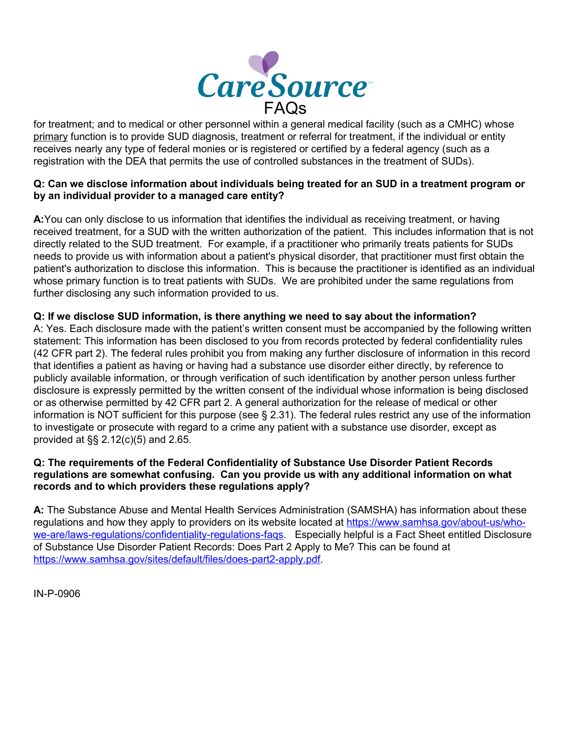for treatment; and to medical or other personnel within a general medical facility (such as a CMHC) whose primary function is to provide SUD diagnosis, treatment or referral for treatment, if the individual or entity receives nearly any type of federal monies or is registered or certified by a federal agency (such as a registration with the DEA that permits the use of controlled substances in the treatment of SUDs).

**Q: Can we disclose information about individuals being treated for an SUD in a treatment program or by an individual provider to a managed care entity?**

**A:** You can only disclose to us information that identifies the individual as receiving treatment, or having received treatment, for a SUD with the written authorization of the patient. This includes information that is not directly related to the SUD treatment. For example, if a practitioner who primarily treats patients for SUDs needs to provide us with information about a patient's physical disorder, that practitioner must first obtain the patient's authorization to disclose this information. This is because the practitioner is identified as an individual whose primary function is to treat patients with SUDs. We are prohibited under the same regulations from further disclosing any such information provided to us.

**Q: If we disclose SUD information, is there anything we need to say about the information?**

A: Yes. Each disclosure made with the patient's written consent must be accompanied by the following written statement: This information has been disclosed to you from records protected by federal confidentiality rules (42 CFR part 2). The federal rules prohibit you from making any further disclosure of information in this record that identifies a patient as having or having had a substance use disorder either directly, by reference to publicly available information, or through verification of such identification by another person unless further disclosure is expressly permitted by the written consent of the individual whose information is being disclosed or as otherwise permitted by 42 CFR part 2. A general authorization for the release of medical or other information is NOT sufficient for this purpose (see § 2.31). The federal rules restrict any use of the information to investigate or prosecute with regard to a crime any patient with a substance use disorder, except as provided at §§ 2.12(c)(5) and 2.65.

**Q: The requirements of the Federal Confidentiality of Substance Use Disorder Patient Records regulations are somewhat confusing. Can you provide us with any additional information on what records and to which providers these regulations apply?**

**A:** The Substance Abuse and Mental Health Services Administration (SAMSHA) has information about these regulations and how they apply to providers on its website located at [https://www.samhsa.gov/about-us/who-we-are/laws-regulations/confidentiality-regulations-faqs](https://www.samhsa.gov/about-us/who-we-are/laws-regulations/confidentiality-regulations-faqs). Especially helpful is a Fact Sheet entitled Disclosure of Substance Use Disorder Patient Records: Does Part 2 Apply to Me? This can be found at [https://www.samhsa.gov/sites/default/files/does-part2-apply.pdf](https://www.samhsa.gov/sites/default/files/does-part2-apply.pdf).

IN-P-0906